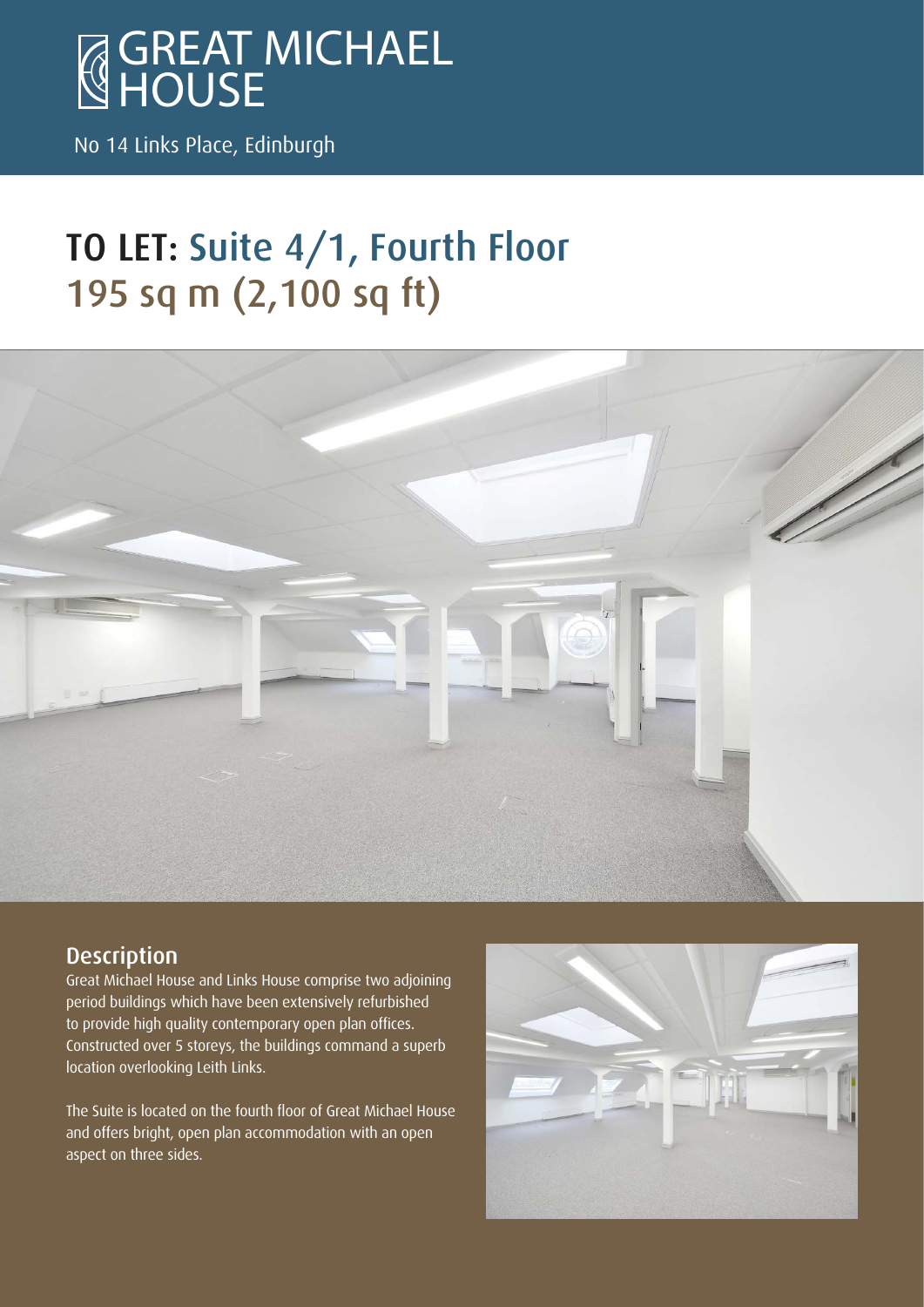# GREAT MICHAEL HOUSE

No 14 Links Place, Edinburgh

## TO LET: Suite 4/1, Fourth Floor
## 195 sq m (2,100 sq ft)

### Description

Great Michael House and Links House comprise two adjoining period buildings which have been extensively refurbished to provide high quality contemporary open plan offices. Constructed over 5 storeys, the buildings command a superb location overlooking Leith Links.

The Suite is located on the fourth floor of Great Michael House and offers bright, open plan accommodation with an open aspect on three sides.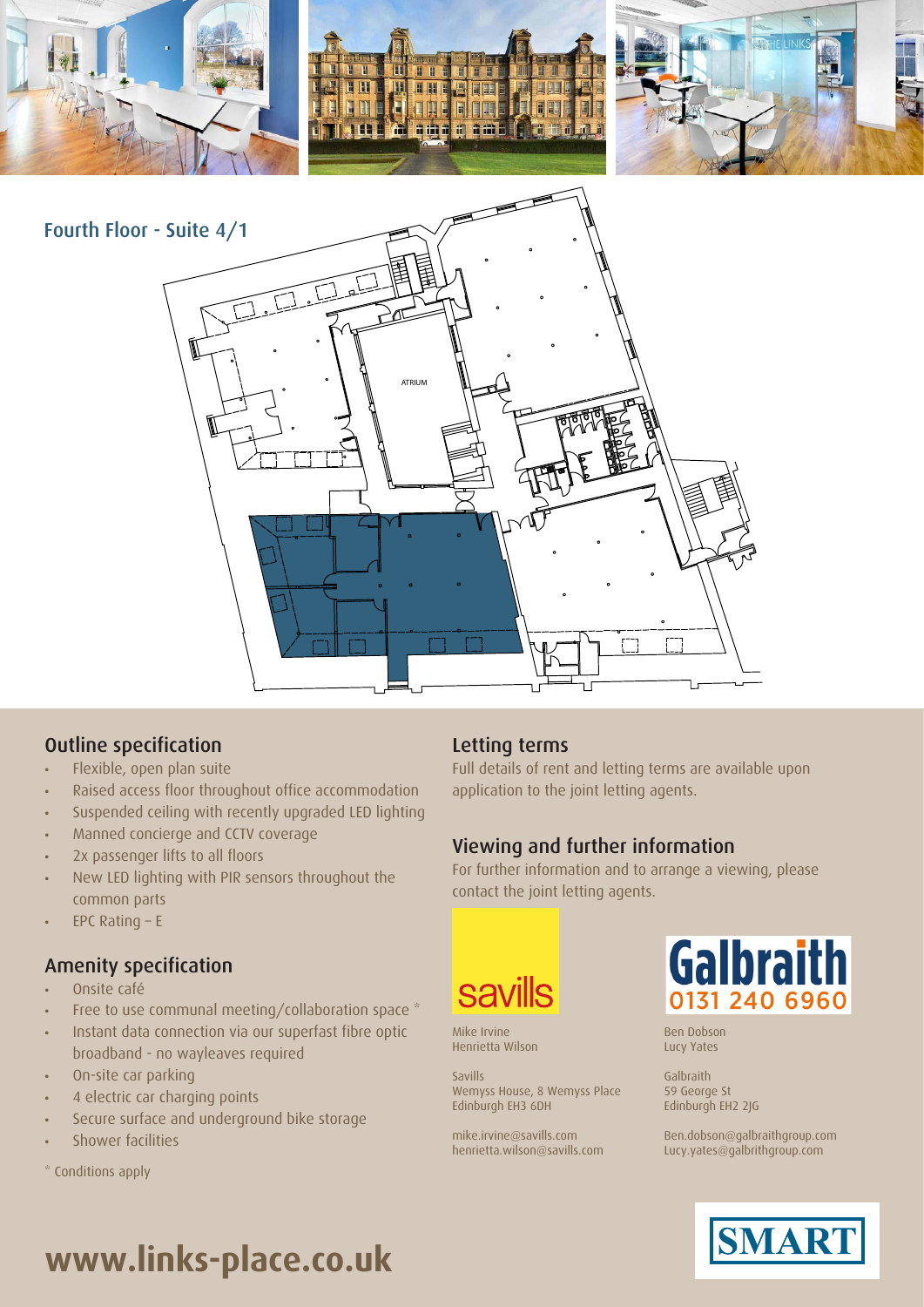## Fourth Floor - Suite 4/1

ATRIUM

## Outline specification

- Flexible, open plan suite
- Raised access floor throughout office accommodation
- Suspended ceiling with recently upgraded LED lighting
- Manned concierge and CCTV coverage
- 2x passenger lifts to all floors
- New LED lighting with PIR sensors throughout the common parts
- EPC Rating – E

## Amenity specification

- Onsite café
- Free to use communal meeting/collaboration space *
- Instant data connection via our superfast fibre optic broadband - no wayleaves required
- On-site car parking
- 4 electric car charging points
- Secure surface and underground bike storage
- Shower facilities

* Conditions apply

## Letting terms

Full details of rent and letting terms are available upon application to the joint letting agents.

## Viewing and further information

For further information and to arrange a viewing, please contact the joint letting agents.

savills

Mike Irvine
Henrietta Wilson

Savills
Wemyss House, 8 Wemyss Place
Edinburgh EH3 6DH

mike.irvine@savills.com
henrietta.wilson@savills.com

Galbraith
0131 240 6960

Ben Dobson
Lucy Yates

Galbraith
59 George St
Edinburgh EH2 2JG

Ben.dobson@galbraithgroup.com
Lucy.yates@galbrithgroup.com

SMART

# www.links-place.co.uk